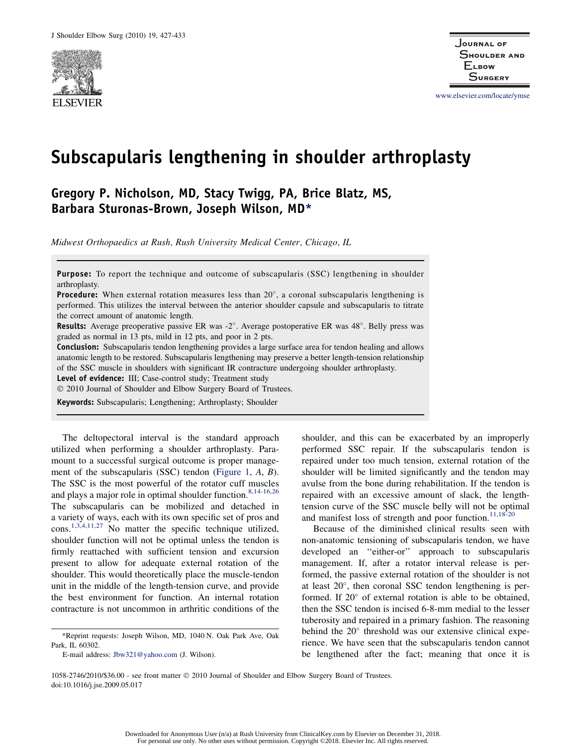# Subscapularis lengthening in shoulder arthroplasty

**Gregory P. Nicholson, MD, Stacy Twigg, PA, Brice Blatz, MS, Barbara Sturonas-Brown, Joseph Wilson, MD***

*Midwest Orthopaedics at Rush, Rush University Medical Center, Chicago, IL*

**Purpose:** To report the technique and outcome of subscapularis (SSC) lengthening in shoulder arthroplasty.

**Procedure:** When external rotation measures less than 20°, a coronal subscapularis lengthening is performed. This utilizes the interval between the anterior shoulder capsule and subscapularis to titrate the correct amount of anatomic length.

**Results:** Average preoperative passive ER was -2°. Average postoperative ER was 48°. Belly press was graded as normal in 13 pts, mild in 12 pts, and poor in 2 pts.

**Conclusion:** Subscapularis tendon lengthening provides a large surface area for tendon healing and allows anatomic length to be restored. Subscapularis lengthening may preserve a better length-tension relationship of the SSC muscle in shoulders with significant IR contracture undergoing shoulder arthroplasty.

**Level of evidence:** III; Case-control study; Treatment study

© 2010 Journal of Shoulder and Elbow Surgery Board of Trustees.

**Keywords:** Subscapularis; Lengthening; Arthroplasty; Shoulder

The deltopectoral interval is the standard approach utilized when performing a shoulder arthroplasty. Paramount to a successful surgical outcome is proper management of the subscapularis (SSC) tendon (Figure 1, *A*, *B*). The SSC is the most powerful of the rotator cuff muscles and plays a major role in optimal shoulder function.[8,14-16,26] The subscapularis can be mobilized and detached in a variety of ways, each with its own specific set of pros and cons.[1,3,4,11,27] No matter the specific technique utilized, shoulder function will not be optimal unless the tendon is firmly reattached with sufficient tension and excursion present to allow for adequate external rotation of the shoulder. This would theoretically place the muscle-tendon unit in the middle of the length-tension curve, and provide the best environment for function. An internal rotation contracture is not uncommon in arthritic conditions of the shoulder, and this can be exacerbated by an improperly performed SSC repair. If the subscapularis tendon is repaired under too much tension, external rotation of the shoulder will be limited significantly and the tendon may avulse from the bone during rehabilitation. If the tendon is repaired with an excessive amount of slack, the length-tension curve of the SSC muscle belly will not be optimal and manifest loss of strength and poor function.[11,18-20]

Because of the diminished clinical results seen with non-anatomic tensioning of subscapularis tendon, we have developed an ''either-or'' approach to subscapularis management. If, after a rotator interval release is performed, the passive external rotation of the shoulder is not at least 20°, then coronal SSC tendon lengthening is performed. If 20° of external rotation is able to be obtained, then the SSC tendon is incised 6-8-mm medial to the lesser tuberosity and repaired in a primary fashion. The reasoning behind the 20° threshold was our extensive clinical experience. We have seen that the subscapularis tendon cannot be lengthened after the fact; meaning that once it is

*Reprint requests: Joseph Wilson, MD, 1040 N. Oak Park Ave, Oak Park, IL 60302.

E-mail address: Jbw321@yahoo.com (J. Wilson).

1058-2746/2010/$36.00 - see front matter © 2010 Journal of Shoulder and Elbow Surgery Board of Trustees.
doi:10.1016/j.jse.2009.05.017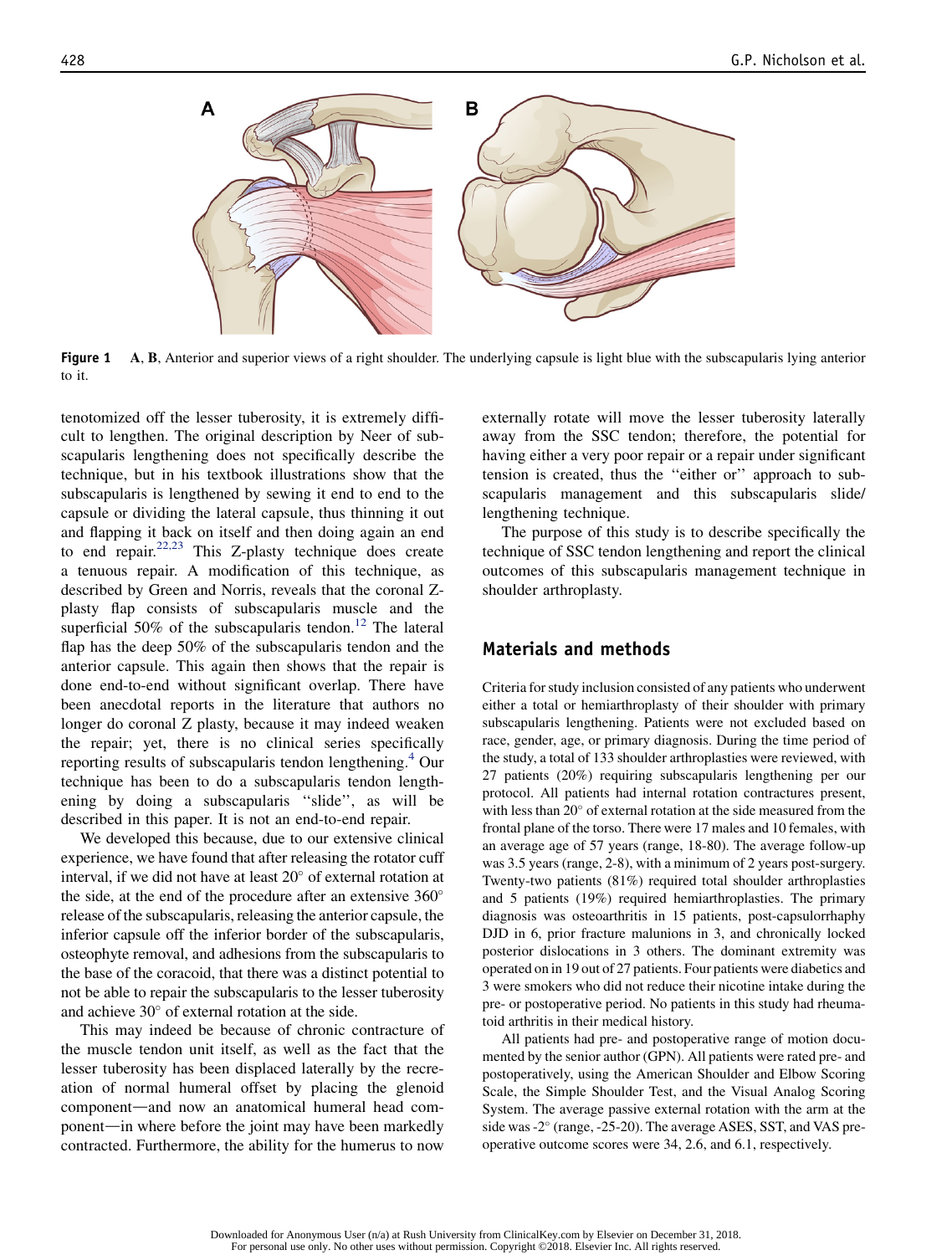**Figure 1** A, B, Anterior and superior views of a right shoulder. The underlying capsule is light blue with the subscapularis lying anterior to it.

tenotomized off the lesser tuberosity, it is extremely difficult to lengthen. The original description by Neer of subscapularis lengthening does not specifically describe the technique, but in his textbook illustrations show that the subscapularis is lengthened by sewing it end to end to the capsule or dividing the lateral capsule, thus thinning it out and flapping it back on itself and then doing again an end to end repair.[22,23] This Z-plasty technique does create a tenuous repair. A modification of this technique, as described by Green and Norris, reveals that the coronal Z-plasty flap consists of subscapularis muscle and the superficial 50% of the subscapularis tendon.[12] The lateral flap has the deep 50% of the subscapularis tendon and the anterior capsule. This again then shows that the repair is done end-to-end without significant overlap. There have been anecdotal reports in the literature that authors no longer do coronal Z plasty, because it may indeed weaken the repair; yet, there is no clinical series specifically reporting results of subscapularis tendon lengthening.[4] Our technique has been to do a subscapularis tendon lengthening by doing a subscapularis ''slide'', as will be described in this paper. It is not an end-to-end repair.

We developed this because, due to our extensive clinical experience, we have found that after releasing the rotator cuff interval, if we did not have at least 20° of external rotation at the side, at the end of the procedure after an extensive 360° release of the subscapularis, releasing the anterior capsule, the inferior capsule off the inferior border of the subscapularis, osteophyte removal, and adhesions from the subscapularis to the base of the coracoid, that there was a distinct potential to not be able to repair the subscapularis to the lesser tuberosity and achieve 30° of external rotation at the side.

This may indeed be because of chronic contracture of the muscle tendon unit itself, as well as the fact that the lesser tuberosity has been displaced laterally by the recreation of normal humeral offset by placing the glenoid component—and now an anatomical humeral head component—in where before the joint may have been markedly contracted. Furthermore, the ability for the humerus to now externally rotate will move the lesser tuberosity laterally away from the SSC tendon; therefore, the potential for having either a very poor repair or a repair under significant tension is created, thus the ''either or'' approach to subscapularis management and this subscapularis slide/lengthening technique.

The purpose of this study is to describe specifically the technique of SSC tendon lengthening and report the clinical outcomes of this subscapularis management technique in shoulder arthroplasty.

## Materials and methods

Criteria for study inclusion consisted of any patients who underwent either a total or hemiarthroplasty of their shoulder with primary subscapularis lengthening. Patients were not excluded based on race, gender, age, or primary diagnosis. During the time period of the study, a total of 133 shoulder arthroplasties were reviewed, with 27 patients (20%) requiring subscapularis lengthening per our protocol. All patients had internal rotation contractures present, with less than 20° of external rotation at the side measured from the frontal plane of the torso. There were 17 males and 10 females, with an average age of 57 years (range, 18-80). The average follow-up was 3.5 years (range, 2-8), with a minimum of 2 years post-surgery. Twenty-two patients (81%) required total shoulder arthroplasties and 5 patients (19%) required hemiarthroplasties. The primary diagnosis was osteoarthritis in 15 patients, post-capsulorrhaphy DJD in 6, prior fracture malunions in 3, and chronically locked posterior dislocations in 3 others. The dominant extremity was operated on in 19 out of 27 patients. Four patients were diabetics and 3 were smokers who did not reduce their nicotine intake during the pre- or postoperative period. No patients in this study had rheumatoid arthritis in their medical history.

All patients had pre- and postoperative range of motion documented by the senior author (GPN). All patients were rated pre- and postoperatively, using the American Shoulder and Elbow Scoring Scale, the Simple Shoulder Test, and the Visual Analog Scoring System. The average passive external rotation with the arm at the side was -2° (range, -25-20). The average ASES, SST, and VAS preoperative outcome scores were 34, 2.6, and 6.1, respectively.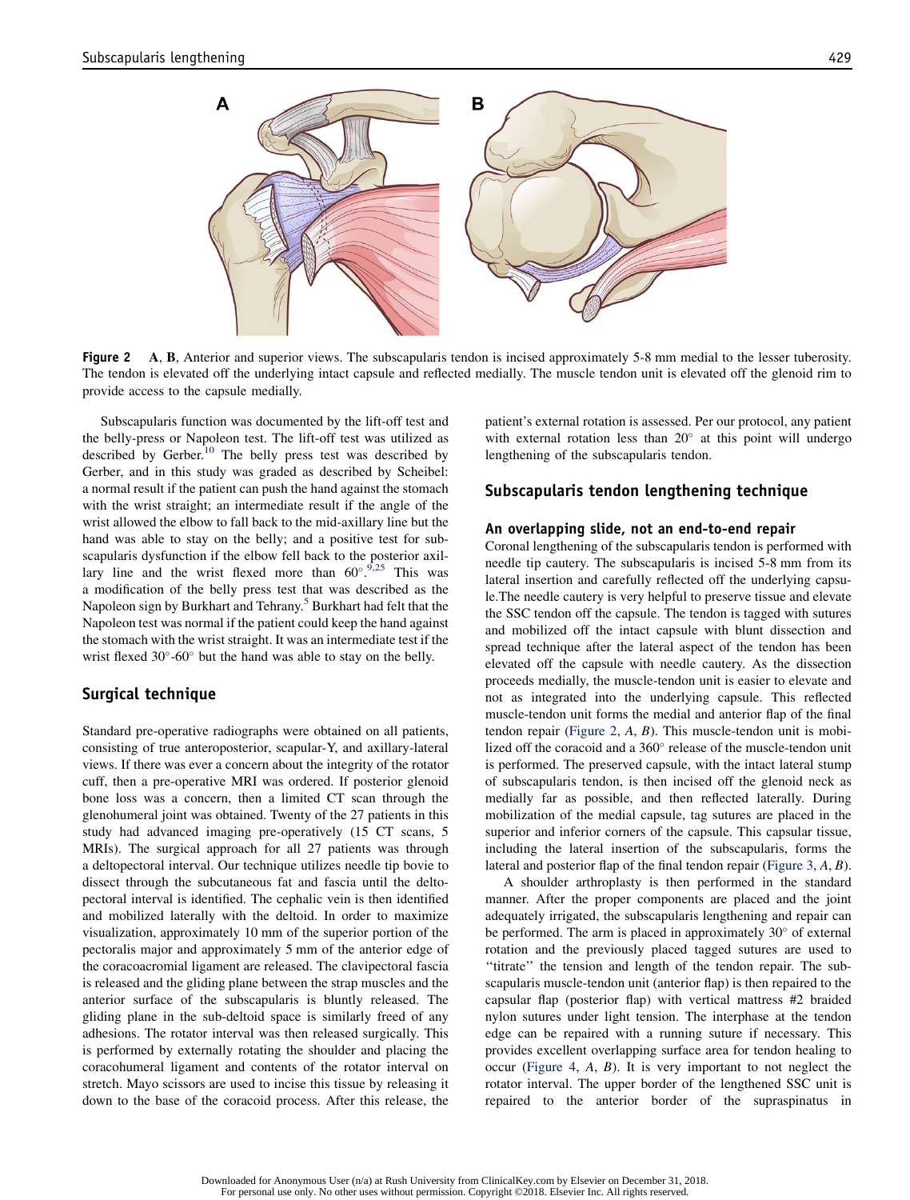**Figure 2** A, B, Anterior and superior views. The subscapularis tendon is incised approximately 5-8 mm medial to the lesser tuberosity. The tendon is elevated off the underlying intact capsule and reflected medially. The muscle tendon unit is elevated off the glenoid rim to provide access to the capsule medially.

Subscapularis function was documented by the lift-off test and the belly-press or Napoleon test. The lift-off test was utilized as described by Gerber.[10] The belly press test was described by Gerber, and in this study was graded as described by Scheibel: a normal result if the patient can push the hand against the stomach with the wrist straight; an intermediate result if the angle of the wrist allowed the elbow to fall back to the mid-axillary line but the hand was able to stay on the belly; and a positive test for subscapularis dysfunction if the elbow fell back to the posterior axillary line and the wrist flexed more than 60°.[9,25] This was a modification of the belly press test that was described as the Napoleon sign by Burkhart and Tehrany.[5] Burkhart had felt that the Napoleon test was normal if the patient could keep the hand against the stomach with the wrist straight. It was an intermediate test if the wrist flexed 30°-60° but the hand was able to stay on the belly.

## Surgical technique

Standard pre-operative radiographs were obtained on all patients, consisting of true anteroposterior, scapular-Y, and axillary-lateral views. If there was ever a concern about the integrity of the rotator cuff, then a pre-operative MRI was ordered. If posterior glenoid bone loss was a concern, then a limited CT scan through the glenohumeral joint was obtained. Twenty of the 27 patients in this study had advanced imaging pre-operatively (15 CT scans, 5 MRIs). The surgical approach for all 27 patients was through a deltopectoral interval. Our technique utilizes needle tip bovie to dissect through the subcutaneous fat and fascia until the deltopectoral interval is identified. The cephalic vein is then identified and mobilized laterally with the deltoid. In order to maximize visualization, approximately 10 mm of the superior portion of the pectoralis major and approximately 5 mm of the anterior edge of the coracoacromial ligament are released. The clavipectoral fascia is released and the gliding plane between the strap muscles and the anterior surface of the subscapularis is bluntly released. The gliding plane in the sub-deltoid space is similarly freed of any adhesions. The rotator interval was then released surgically. This is performed by externally rotating the shoulder and placing the coracohumeral ligament and contents of the rotator interval on stretch. Mayo scissors are used to incise this tissue by releasing it down to the base of the coracoid process. After this release, the patient's external rotation is assessed. Per our protocol, any patient with external rotation less than 20° at this point will undergo lengthening of the subscapularis tendon.

## Subscapularis tendon lengthening technique

### An overlapping slide, not an end-to-end repair

Coronal lengthening of the subscapularis tendon is performed with needle tip cautery. The subscapularis is incised 5-8 mm from its lateral insertion and carefully reflected off the underlying capsule.The needle cautery is very helpful to preserve tissue and elevate the SSC tendon off the capsule. The tendon is tagged with sutures and mobilized off the intact capsule with blunt dissection and spread technique after the lateral aspect of the tendon has been elevated off the capsule with needle cautery. As the dissection proceeds medially, the muscle-tendon unit is easier to elevate and not as integrated into the underlying capsule. This reflected muscle-tendon unit forms the medial and anterior flap of the final tendon repair (Figure 2, A, B). This muscle-tendon unit is mobilized off the coracoid and a 360° release of the muscle-tendon unit is performed. The preserved capsule, with the intact lateral stump of subscapularis tendon, is then incised off the glenoid neck as medially far as possible, and then reflected laterally. During mobilization of the medial capsule, tag sutures are placed in the superior and inferior corners of the capsule. This capsular tissue, including the lateral insertion of the subscapularis, forms the lateral and posterior flap of the final tendon repair (Figure 3, A, B).

A shoulder arthroplasty is then performed in the standard manner. After the proper components are placed and the joint adequately irrigated, the subscapularis lengthening and repair can be performed. The arm is placed in approximately 30° of external rotation and the previously placed tagged sutures are used to "titrate" the tension and length of the tendon repair. The subscapularis muscle-tendon unit (anterior flap) is then repaired to the capsular flap (posterior flap) with vertical mattress #2 braided nylon sutures under light tension. The interphase at the tendon edge can be repaired with a running suture if necessary. This provides excellent overlapping surface area for tendon healing to occur (Figure 4, A, B). It is very important to not neglect the rotator interval. The upper border of the lengthened SSC unit is repaired to the anterior border of the supraspinatus in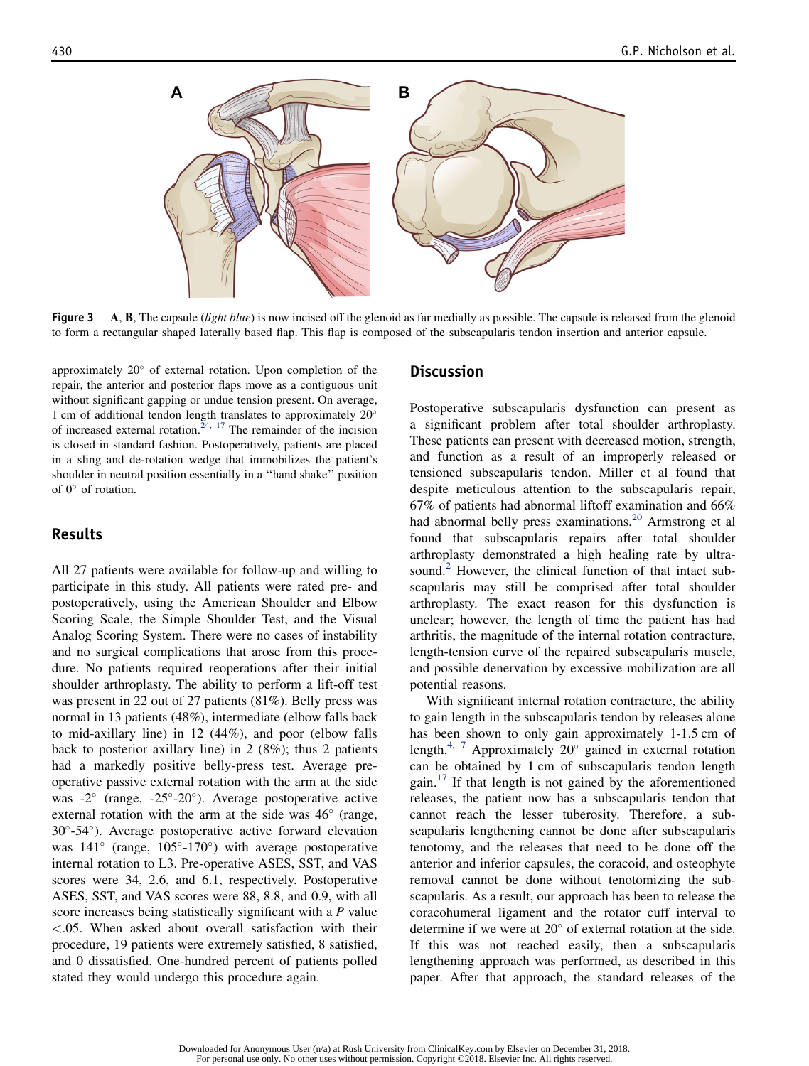Figure 3 **A**, **B**, The capsule (*light blue*) is now incised off the glenoid as far medially as possible. The capsule is released from the glenoid to form a rectangular shaped laterally based flap. This flap is composed of the subscapularis tendon insertion and anterior capsule.

approximately 20° of external rotation. Upon completion of the repair, the anterior and posterior flaps move as a contiguous unit without significant gapping or undue tension present. On average, 1 cm of additional tendon length translates to approximately 20° of increased external rotation.[24, 17] The remainder of the incision is closed in standard fashion. Postoperatively, patients are placed in a sling and de-rotation wedge that immobilizes the patient's shoulder in neutral position essentially in a ''hand shake'' position of 0° of rotation.

## Results

All 27 patients were available for follow-up and willing to participate in this study. All patients were rated pre- and postoperatively, using the American Shoulder and Elbow Scoring Scale, the Simple Shoulder Test, and the Visual Analog Scoring System. There were no cases of instability and no surgical complications that arose from this procedure. No patients required reoperations after their initial shoulder arthroplasty. The ability to perform a lift-off test was present in 22 out of 27 patients (81%). Belly press was normal in 13 patients (48%), intermediate (elbow falls back to mid-axillary line) in 12 (44%), and poor (elbow falls back to posterior axillary line) in 2 (8%); thus 2 patients had a markedly positive belly-press test. Average preoperative passive external rotation with the arm at the side was -2° (range, -25°-20°). Average postoperative active external rotation with the arm at the side was 46° (range, 30°-54°). Average postoperative active forward elevation was 141° (range, 105°-170°) with average postoperative internal rotation to L3. Pre-operative ASES, SST, and VAS scores were 34, 2.6, and 6.1, respectively. Postoperative ASES, SST, and VAS scores were 88, 8.8, and 0.9, with all score increases being statistically significant with a $P$ value $<.05$. When asked about overall satisfaction with their procedure, 19 patients were extremely satisfied, 8 satisfied, and 0 dissatisfied. One-hundred percent of patients polled stated they would undergo this procedure again.

## Discussion

Postoperative subscapularis dysfunction can present as a significant problem after total shoulder arthroplasty. These patients can present with decreased motion, strength, and function as a result of an improperly released or tensioned subscapularis tendon. Miller et al found that despite meticulous attention to the subscapularis repair, 67% of patients had abnormal liftoff examination and 66% had abnormal belly press examinations.[20] Armstrong et al found that subscapularis repairs after total shoulder arthroplasty demonstrated a high healing rate by ultrasound.[2] However, the clinical function of that intact subscapularis may still be comprised after total shoulder arthroplasty. The exact reason for this dysfunction is unclear; however, the length of time the patient has had arthritis, the magnitude of the internal rotation contracture, length-tension curve of the repaired subscapularis muscle, and possible denervation by excessive mobilization are all potential reasons.

With significant internal rotation contracture, the ability to gain length in the subscapularis tendon by releases alone has been shown to only gain approximately 1-1.5 cm of length.[4, 7] Approximately 20° gained in external rotation can be obtained by 1 cm of subscapularis tendon length gain.[17] If that length is not gained by the aforementioned releases, the patient now has a subscapularis tendon that cannot reach the lesser tuberosity. Therefore, a subscapularis lengthening cannot be done after subscapularis tenotomy, and the releases that need to be done off the anterior and inferior capsules, the coracoid, and osteophyte removal cannot be done without tenotomizing the subscapularis. As a result, our approach has been to release the coracohumeral ligament and the rotator cuff interval to determine if we were at 20° of external rotation at the side. If this was not reached easily, then a subscapularis lengthening approach was performed, as described in this paper. After that approach, the standard releases of the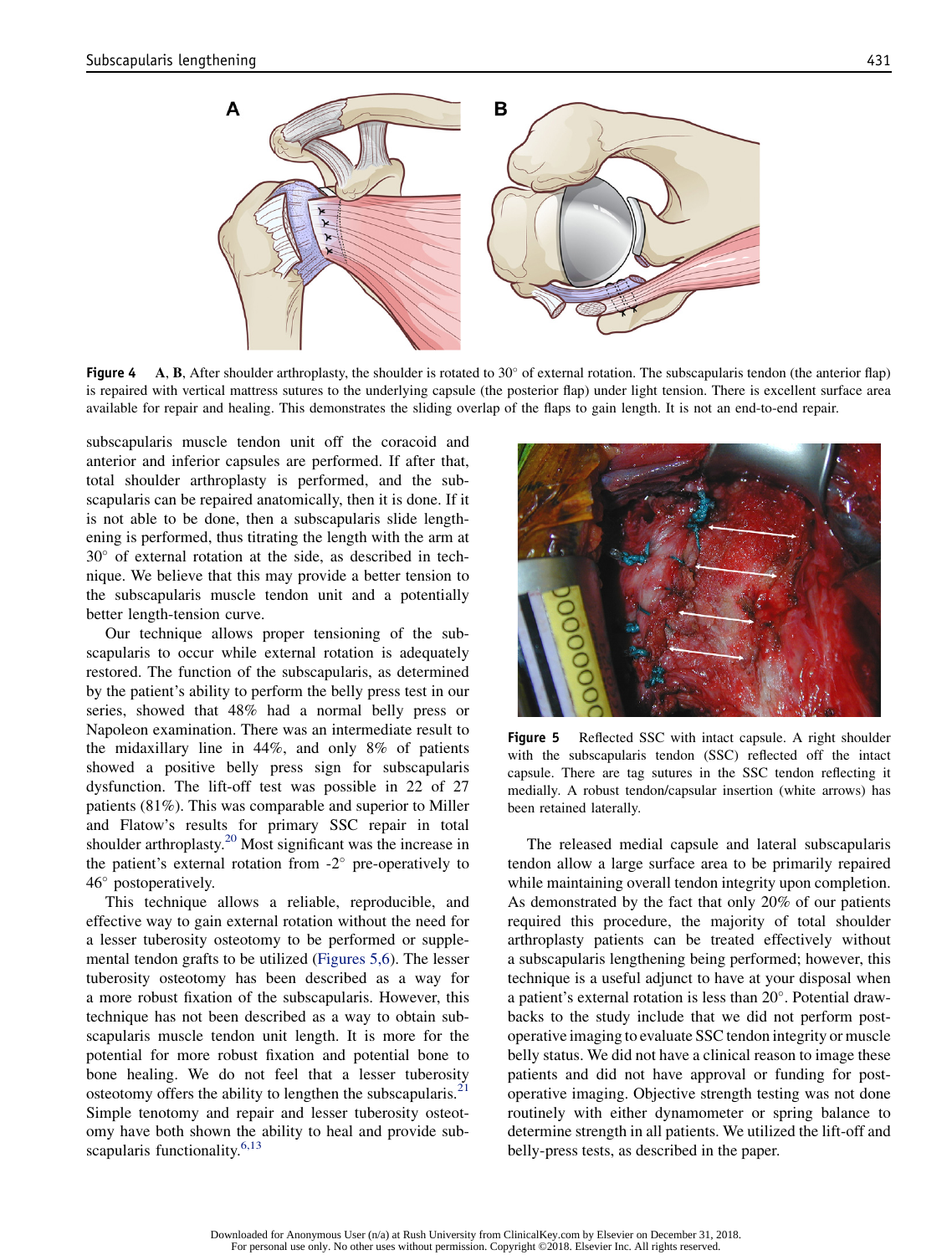Figure 4 A, B, After shoulder arthroplasty, the shoulder is rotated to 30° of external rotation. The subscapularis tendon (the anterior flap) is repaired with vertical mattress sutures to the underlying capsule (the posterior flap) under light tension. There is excellent surface area available for repair and healing. This demonstrates the sliding overlap of the flaps to gain length. It is not an end-to-end repair.

subscapularis muscle tendon unit off the coracoid and anterior and inferior capsules are performed. If after that, total shoulder arthroplasty is performed, and the subscapularis can be repaired anatomically, then it is done. If it is not able to be done, then a subscapularis slide lengthening is performed, thus titrating the length with the arm at 30° of external rotation at the side, as described in technique. We believe that this may provide a better tension to the subscapularis muscle tendon unit and a potentially better length-tension curve.

Our technique allows proper tensioning of the subscapularis to occur while external rotation is adequately restored. The function of the subscapularis, as determined by the patient's ability to perform the belly press test in our series, showed that 48% had a normal belly press or Napoleon examination. There was an intermediate result to the midaxillary line in 44%, and only 8% of patients showed a positive belly press sign for subscapularis dysfunction. The lift-off test was possible in 22 of 27 patients (81%). This was comparable and superior to Miller and Flatow's results for primary SSC repair in total shoulder arthroplasty.[20] Most significant was the increase in the patient's external rotation from -2° pre-operatively to 46° postoperatively.

This technique allows a reliable, reproducible, and effective way to gain external rotation without the need for a lesser tuberosity osteotomy to be performed or supplemental tendon grafts to be utilized (Figures 5,6). The lesser tuberosity osteotomy has been described as a way for a more robust fixation of the subscapularis. However, this technique has not been described as a way to obtain subscapularis muscle tendon unit length. It is more for the potential for more robust fixation and potential bone to bone healing. We do not feel that a lesser tuberosity osteotomy offers the ability to lengthen the subscapularis.[21] Simple tenotomy and repair and lesser tuberosity osteotomy have both shown the ability to heal and provide subscapularis functionality.[6,13]

Figure 5 Reflected SSC with intact capsule. A right shoulder with the subscapularis tendon (SSC) reflected off the intact capsule. There are tag sutures in the SSC tendon reflecting it medially. A robust tendon/capsular insertion (white arrows) has been retained laterally.

The released medial capsule and lateral subscapularis tendon allow a large surface area to be primarily repaired while maintaining overall tendon integrity upon completion. As demonstrated by the fact that only 20% of our patients required this procedure, the majority of total shoulder arthroplasty patients can be treated effectively without a subscapularis lengthening being performed; however, this technique is a useful adjunct to have at your disposal when a patient's external rotation is less than 20°. Potential drawbacks to the study include that we did not perform postoperative imaging to evaluate SSC tendon integrity or muscle belly status. We did not have a clinical reason to image these patients and did not have approval or funding for postoperative imaging. Objective strength testing was not done routinely with either dynamometer or spring balance to determine strength in all patients. We utilized the lift-off and belly-press tests, as described in the paper.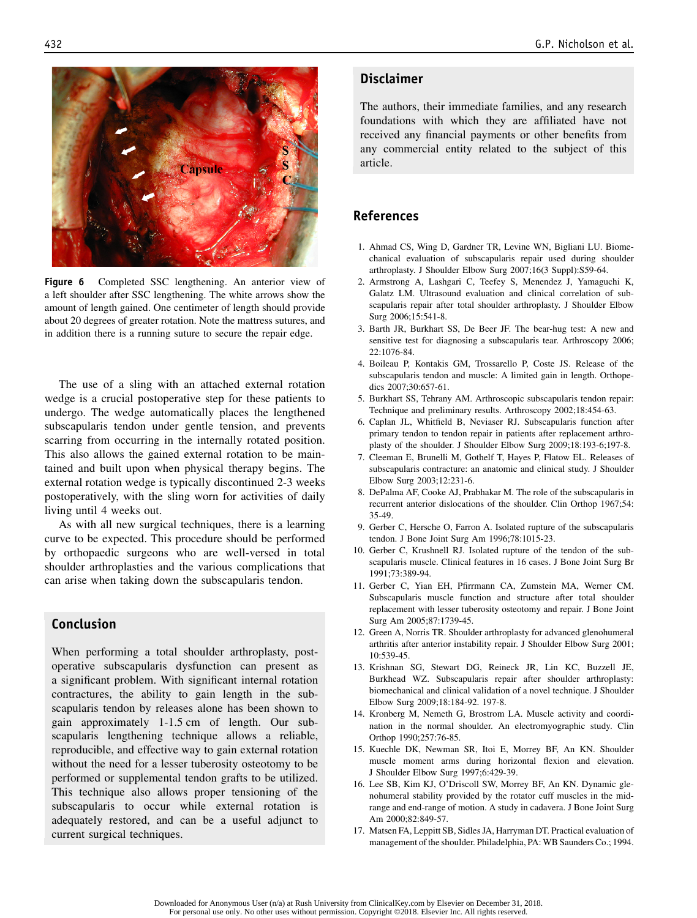Figure 6 Completed SSC lengthening. An anterior view of a left shoulder after SSC lengthening. The white arrows show the amount of length gained. One centimeter of length should provide about 20 degrees of greater rotation. Note the mattress sutures, and in addition there is a running suture to secure the repair edge.

The use of a sling with an attached external rotation wedge is a crucial postoperative step for these patients to undergo. The wedge automatically places the lengthened subscapularis tendon under gentle tension, and prevents scarring from occurring in the internally rotated position. This also allows the gained external rotation to be maintained and built upon when physical therapy begins. The external rotation wedge is typically discontinued 2-3 weeks postoperatively, with the sling worn for activities of daily living until 4 weeks out.

As with all new surgical techniques, there is a learning curve to be expected. This procedure should be performed by orthopaedic surgeons who are well-versed in total shoulder arthroplasties and the various complications that can arise when taking down the subscapularis tendon.

## Conclusion

When performing a total shoulder arthroplasty, postoperative subscapularis dysfunction can present as a significant problem. With significant internal rotation contractures, the ability to gain length in the subscapularis tendon by releases alone has been shown to gain approximately 1-1.5 cm of length. Our subscapularis lengthening technique allows a reliable, reproducible, and effective way to gain external rotation without the need for a lesser tuberosity osteotomy to be performed or supplemental tendon grafts to be utilized. This technique also allows proper tensioning of the subscapularis to occur while external rotation is adequately restored, and can be a useful adjunct to current surgical techniques.

## Disclaimer

The authors, their immediate families, and any research foundations with which they are affiliated have not received any financial payments or other benefits from any commercial entity related to the subject of this article.

## References

1. Ahmad CS, Wing D, Gardner TR, Levine WN, Bigliani LU. Biomechanical evaluation of subscapularis repair used during shoulder arthroplasty. J Shoulder Elbow Surg 2007;16(3 Suppl):S59-64.
2. Armstrong A, Lashgari C, Teefey S, Menendez J, Yamaguchi K, Galatz LM. Ultrasound evaluation and clinical correlation of subscapularis repair after total shoulder arthroplasty. J Shoulder Elbow Surg 2006;15:541-8.
3. Barth JR, Burkhart SS, De Beer JF. The bear-hug test: A new and sensitive test for diagnosing a subscapularis tear. Arthroscopy 2006;22:1076-84.
4. Boileau P, Kontakis GM, Trossarello P, Coste JS. Release of the subscapularis tendon and muscle: A limited gain in length. Orthopedics 2007;30:657-61.
5. Burkhart SS, Tehrany AM. Arthroscopic subscapularis tendon repair: Technique and preliminary results. Arthroscopy 2002;18:454-63.
6. Caplan JL, Whitfield B, Neviaser RJ. Subscapularis function after primary tendon to tendon repair in patients after replacement arthroplasty of the shoulder. J Shoulder Elbow Surg 2009;18:193-6;197-8.
7. Cleeman E, Brunelli M, Gothelf T, Hayes P, Flatow EL. Releases of subscapularis contracture: an anatomic and clinical study. J Shoulder Elbow Surg 2003;12:231-6.
8. DePalma AF, Cooke AJ, Prabhakar M. The role of the subscapularis in recurrent anterior dislocations of the shoulder. Clin Orthop 1967;54:35-49.
9. Gerber C, Hersche O, Farron A. Isolated rupture of the subscapularis tendon. J Bone Joint Surg Am 1996;78:1015-23.
10. Gerber C, Krushnell RJ. Isolated rupture of the tendon of the subscapularis muscle. Clinical features in 16 cases. J Bone Joint Surg Br 1991;73:389-94.
11. Gerber C, Yian EH, Pfirrmann CA, Zumstein MA, Werner CM. Subscapularis muscle function and structure after total shoulder replacement with lesser tuberosity osteotomy and repair. J Bone Joint Surg Am 2005;87:1739-45.
12. Green A, Norris TR. Shoulder arthroplasty for advanced glenohumeral arthritis after anterior instability repair. J Shoulder Elbow Surg 2001;10:539-45.
13. Krishnan SG, Stewart DG, Reineck JR, Lin KC, Buzzell JE, Burkhead WZ. Subscapularis repair after shoulder arthroplasty: biomechanical and clinical validation of a novel technique. J Shoulder Elbow Surg 2009;18:184-92. 197-8.
14. Kronberg M, Nemeth G, Brostrom LA. Muscle activity and coordination in the normal shoulder. An electromyographic study. Clin Orthop 1990;257:76-85.
15. Kuechle DK, Newman SR, Itoi E, Morrey BF, An KN. Shoulder muscle moment arms during horizontal flexion and elevation. J Shoulder Elbow Surg 1997;6:429-39.
16. Lee SB, Kim KJ, O'Driscoll SW, Morrey BF, An KN. Dynamic glenohumeral stability provided by the rotator cuff muscles in the mid-range and end-range of motion. A study in cadavera. J Bone Joint Surg Am 2000;82:849-57.
17. Matsen FA, Leppitt SB, Sidles JA, Harryman DT. Practical evaluation of management of the shoulder. Philadelphia, PA: WB Saunders Co.; 1994.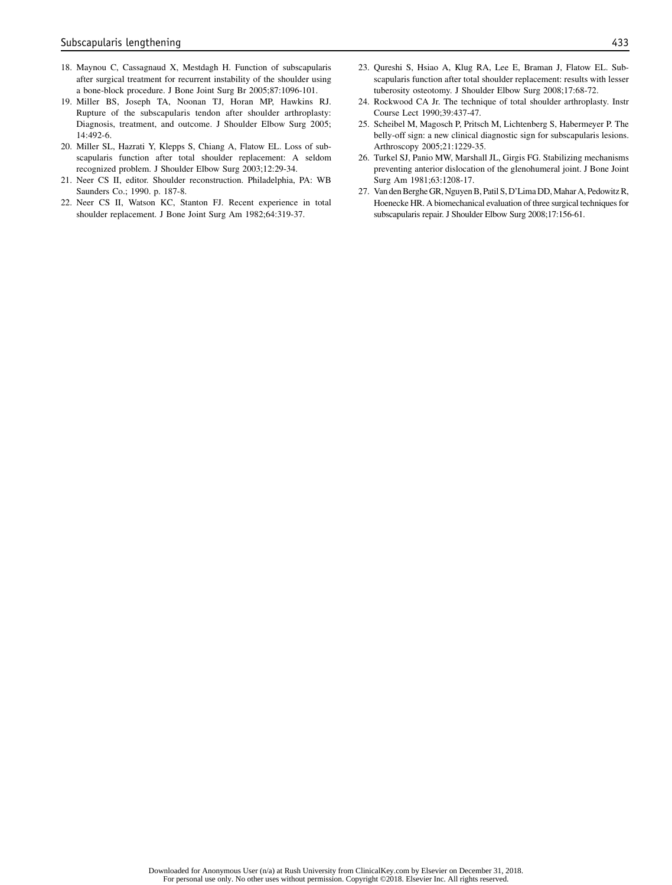18. Maynou C, Cassagnaud X, Mestdagh H. Function of subscapularis after surgical treatment for recurrent instability of the shoulder using a bone-block procedure. J Bone Joint Surg Br 2005;87:1096-101.
19. Miller BS, Joseph TA, Noonan TJ, Horan MP, Hawkins RJ. Rupture of the subscapularis tendon after shoulder arthroplasty: Diagnosis, treatment, and outcome. J Shoulder Elbow Surg 2005; 14:492-6.
20. Miller SL, Hazrati Y, Klepps S, Chiang A, Flatow EL. Loss of subscapularis function after total shoulder replacement: A seldom recognized problem. J Shoulder Elbow Surg 2003;12:29-34.
21. Neer CS II, editor. Shoulder reconstruction. Philadelphia, PA: WB Saunders Co.; 1990. p. 187-8.
22. Neer CS II, Watson KC, Stanton FJ. Recent experience in total shoulder replacement. J Bone Joint Surg Am 1982;64:319-37.
23. Qureshi S, Hsiao A, Klug RA, Lee E, Braman J, Flatow EL. Subscapularis function after total shoulder replacement: results with lesser tuberosity osteotomy. J Shoulder Elbow Surg 2008;17:68-72.
24. Rockwood CA Jr. The technique of total shoulder arthroplasty. Instr Course Lect 1990;39:437-47.
25. Scheibel M, Magosch P, Pritsch M, Lichtenberg S, Habermeyer P. The belly-off sign: a new clinical diagnostic sign for subscapularis lesions. Arthroscopy 2005;21:1229-35.
26. Turkel SJ, Panio MW, Marshall JL, Girgis FG. Stabilizing mechanisms preventing anterior dislocation of the glenohumeral joint. J Bone Joint Surg Am 1981;63:1208-17.
27. Van den Berghe GR, Nguyen B, Patil S, D'Lima DD, Mahar A, Pedowitz R, Hoenecke HR. A biomechanical evaluation of three surgical techniques for subscapularis repair. J Shoulder Elbow Surg 2008;17:156-61.

Downloaded for Anonymous User (n/a) at Rush University from ClinicalKey.com by Elsevier on December 31, 2018.
For personal use only. No other uses without permission. Copyright ©2018. Elsevier Inc. All rights reserved.